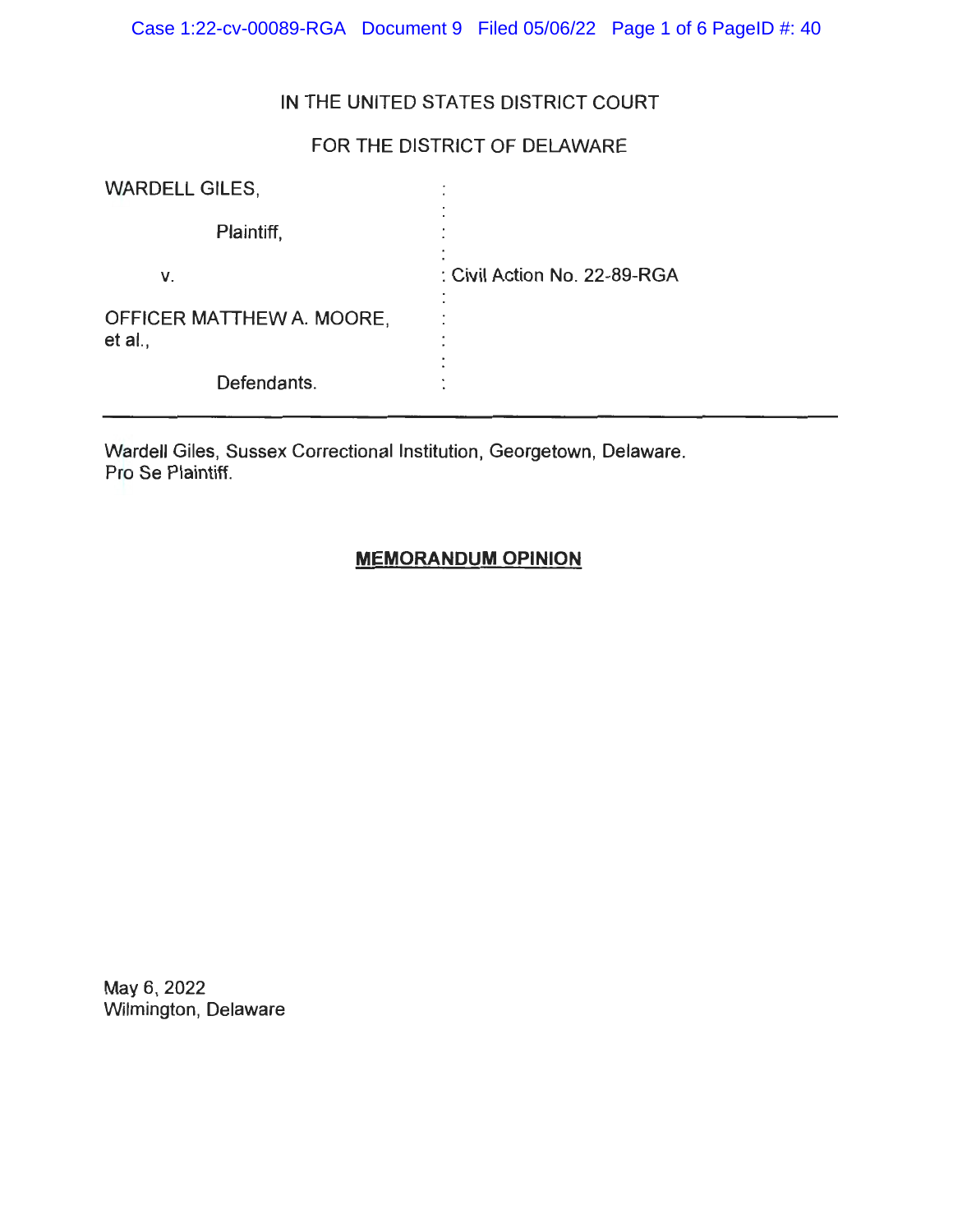IN THE UNITED STATES DISTRICT COURT

FOR THE DISTRICT OF DELAWARE

| | | |
|---|---|---|
| WARDELL GILES, | : | |
| Plaintiff, | : | |
| v. | : | Civil Action No. 22-89-RGA |
| OFFICER MATTHEW A. MOORE, et al., | : | |
| Defendants. | : | |

---

Wardell Giles, Sussex Correctional Institution, Georgetown, Delaware.
Pro Se Plaintiff.

**MEMORANDUM OPINION**

May 6, 2022
Wilmington, Delaware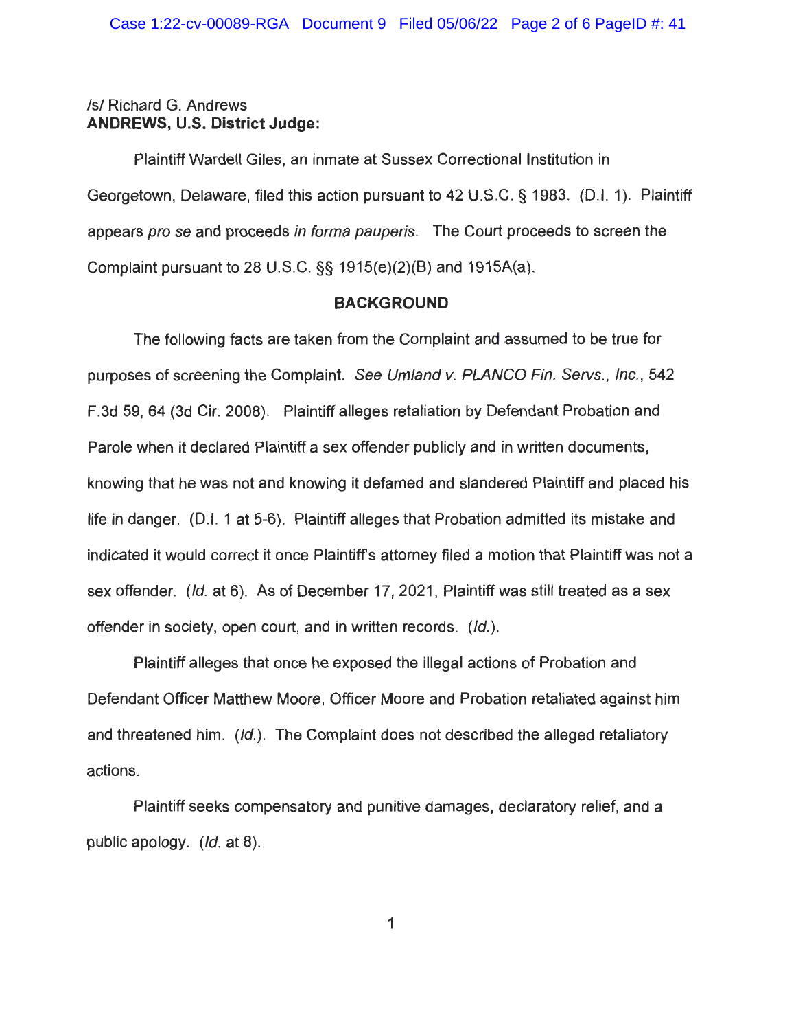/s/ Richard G. Andrews
**ANDREWS, U.S. District Judge:**

Plaintiff Wardell Giles, an inmate at Sussex Correctional Institution in Georgetown, Delaware, filed this action pursuant to 42 U.S.C. § 1983. (D.I. 1). Plaintiff appears *pro se* and proceeds *in forma pauperis*. The Court proceeds to screen the Complaint pursuant to 28 U.S.C. §§ 1915(e)(2)(B) and 1915A(a).

## BACKGROUND

The following facts are taken from the Complaint and assumed to be true for purposes of screening the Complaint. *See Umland v. PLANCO Fin. Servs., Inc.*, 542 F.3d 59, 64 (3d Cir. 2008). Plaintiff alleges retaliation by Defendant Probation and Parole when it declared Plaintiff a sex offender publicly and in written documents, knowing that he was not and knowing it defamed and slandered Plaintiff and placed his life in danger. (D.I. 1 at 5-6). Plaintiff alleges that Probation admitted its mistake and indicated it would correct it once Plaintiff's attorney filed a motion that Plaintiff was not a sex offender. (*Id.* at 6). As of December 17, 2021, Plaintiff was still treated as a sex offender in society, open court, and in written records. (*Id.*).

Plaintiff alleges that once he exposed the illegal actions of Probation and Defendant Officer Matthew Moore, Officer Moore and Probation retaliated against him and threatened him. (*Id.*). The Complaint does not described the alleged retaliatory actions.

Plaintiff seeks compensatory and punitive damages, declaratory relief, and a public apology. (*Id.* at 8).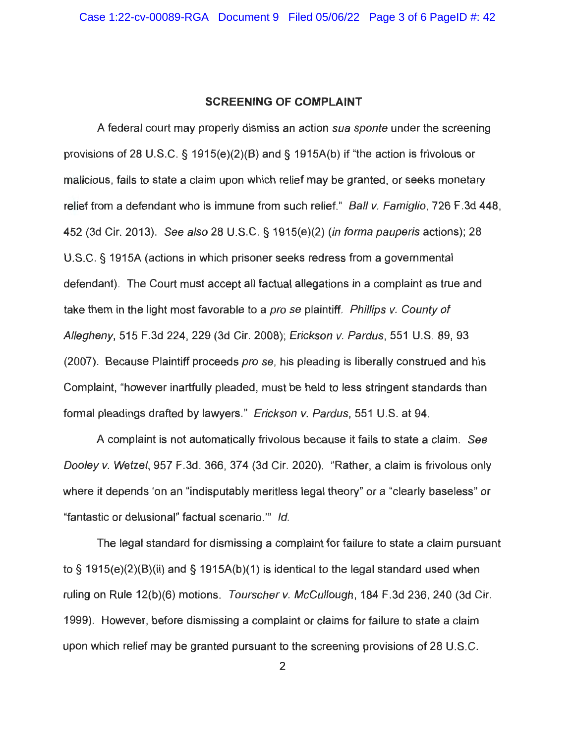## SCREENING OF COMPLAINT

A federal court may properly dismiss an action *sua sponte* under the screening provisions of 28 U.S.C. § 1915(e)(2)(B) and § 1915A(b) if "the action is frivolous or malicious, fails to state a claim upon which relief may be granted, or seeks monetary relief from a defendant who is immune from such relief." *Ball v. Famiglio*, 726 F.3d 448, 452 (3d Cir. 2013). *See also* 28 U.S.C. § 1915(e)(2) (*in forma pauperis* actions); 28 U.S.C. § 1915A (actions in which prisoner seeks redress from a governmental defendant). The Court must accept all factual allegations in a complaint as true and take them in the light most favorable to a *pro se* plaintiff. *Phillips v. County of Allegheny*, 515 F.3d 224, 229 (3d Cir. 2008); *Erickson v. Pardus*, 551 U.S. 89, 93 (2007). Because Plaintiff proceeds *pro se*, his pleading is liberally construed and his Complaint, "however inartfully pleaded, must be held to less stringent standards than formal pleadings drafted by lawyers." *Erickson v. Pardus*, 551 U.S. at 94.

A complaint is not automatically frivolous because it fails to state a claim. *See Dooley v. Wetzel*, 957 F.3d. 366, 374 (3d Cir. 2020). "Rather, a claim is frivolous only where it depends 'on an "indisputably meritless legal theory" or a "clearly baseless" or "fantastic or delusional" factual scenario.'" *Id.*

The legal standard for dismissing a complaint for failure to state a claim pursuant to § 1915(e)(2)(B)(ii) and § 1915A(b)(1) is identical to the legal standard used when ruling on Rule 12(b)(6) motions. *Tourscher v. McCullough*, 184 F.3d 236, 240 (3d Cir. 1999). However, before dismissing a complaint or claims for failure to state a claim upon which relief may be granted pursuant to the screening provisions of 28 U.S.C.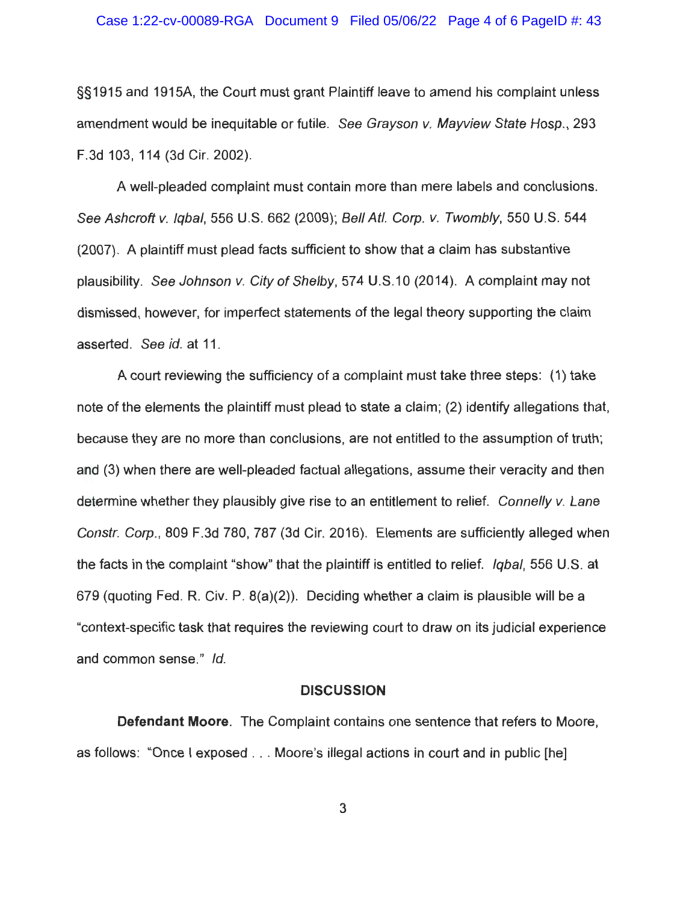§§1915 and 1915A, the Court must grant Plaintiff leave to amend his complaint unless amendment would be inequitable or futile. *See Grayson v. Mayview State Hosp.*, 293 F.3d 103, 114 (3d Cir. 2002).

A well-pleaded complaint must contain more than mere labels and conclusions. *See Ashcroft v. Iqbal*, 556 U.S. 662 (2009); *Bell Atl. Corp. v. Twombly*, 550 U.S. 544 (2007). A plaintiff must plead facts sufficient to show that a claim has substantive plausibility. *See Johnson v. City of Shelby*, 574 U.S.10 (2014). A complaint may not dismissed, however, for imperfect statements of the legal theory supporting the claim asserted. *See id.* at 11.

A court reviewing the sufficiency of a complaint must take three steps: (1) take note of the elements the plaintiff must plead to state a claim; (2) identify allegations that, because they are no more than conclusions, are not entitled to the assumption of truth; and (3) when there are well-pleaded factual allegations, assume their veracity and then determine whether they plausibly give rise to an entitlement to relief. *Connelly v. Lane Constr. Corp.*, 809 F.3d 780, 787 (3d Cir. 2016). Elements are sufficiently alleged when the facts in the complaint "show" that the plaintiff is entitled to relief. *Iqbal*, 556 U.S. at 679 (quoting Fed. R. Civ. P. 8(a)(2)). Deciding whether a claim is plausible will be a "context-specific task that requires the reviewing court to draw on its judicial experience and common sense." *Id.*

## DISCUSSION

**Defendant Moore.** The Complaint contains one sentence that refers to Moore, as follows: "Once I exposed . . . Moore's illegal actions in court and in public [he]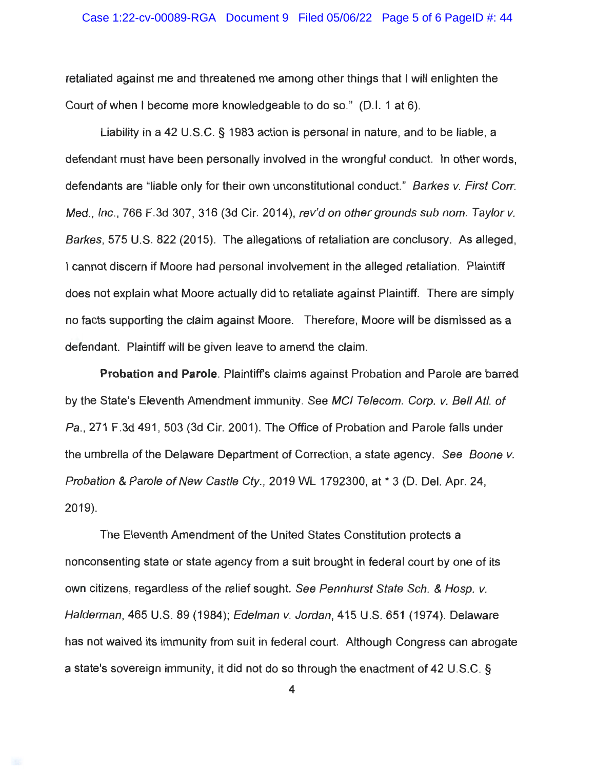retaliated against me and threatened me among other things that I will enlighten the Court of when I become more knowledgeable to do so." (D.I. 1 at 6).

Liability in a 42 U.S.C. § 1983 action is personal in nature, and to be liable, a defendant must have been personally involved in the wrongful conduct. In other words, defendants are "liable only for their own unconstitutional conduct." *Barkes v. First Corr. Med., Inc.*, 766 F.3d 307, 316 (3d Cir. 2014), *rev'd on other grounds sub nom. Taylor v. Barkes*, 575 U.S. 822 (2015). The allegations of retaliation are conclusory. As alleged, I cannot discern if Moore had personal involvement in the alleged retaliation. Plaintiff does not explain what Moore actually did to retaliate against Plaintiff. There are simply no facts supporting the claim against Moore. Therefore, Moore will be dismissed as a defendant. Plaintiff will be given leave to amend the claim.

**Probation and Parole**. Plaintiff's claims against Probation and Parole are barred by the State's Eleventh Amendment immunity. *See MCI Telecom. Corp. v. Bell Atl. of Pa.*, 271 F.3d 491, 503 (3d Cir. 2001). The Office of Probation and Parole falls under the umbrella of the Delaware Department of Correction, a state agency. *See Boone v. Probation & Parole of New Castle Cty.*, 2019 WL 1792300, at * 3 (D. Del. Apr. 24, 2019).

The Eleventh Amendment of the United States Constitution protects a nonconsenting state or state agency from a suit brought in federal court by one of its own citizens, regardless of the relief sought. *See Pennhurst State Sch. & Hosp. v. Halderman*, 465 U.S. 89 (1984); *Edelman v. Jordan*, 415 U.S. 651 (1974). Delaware has not waived its immunity from suit in federal court. Although Congress can abrogate a state's sovereign immunity, it did not do so through the enactment of 42 U.S.C. §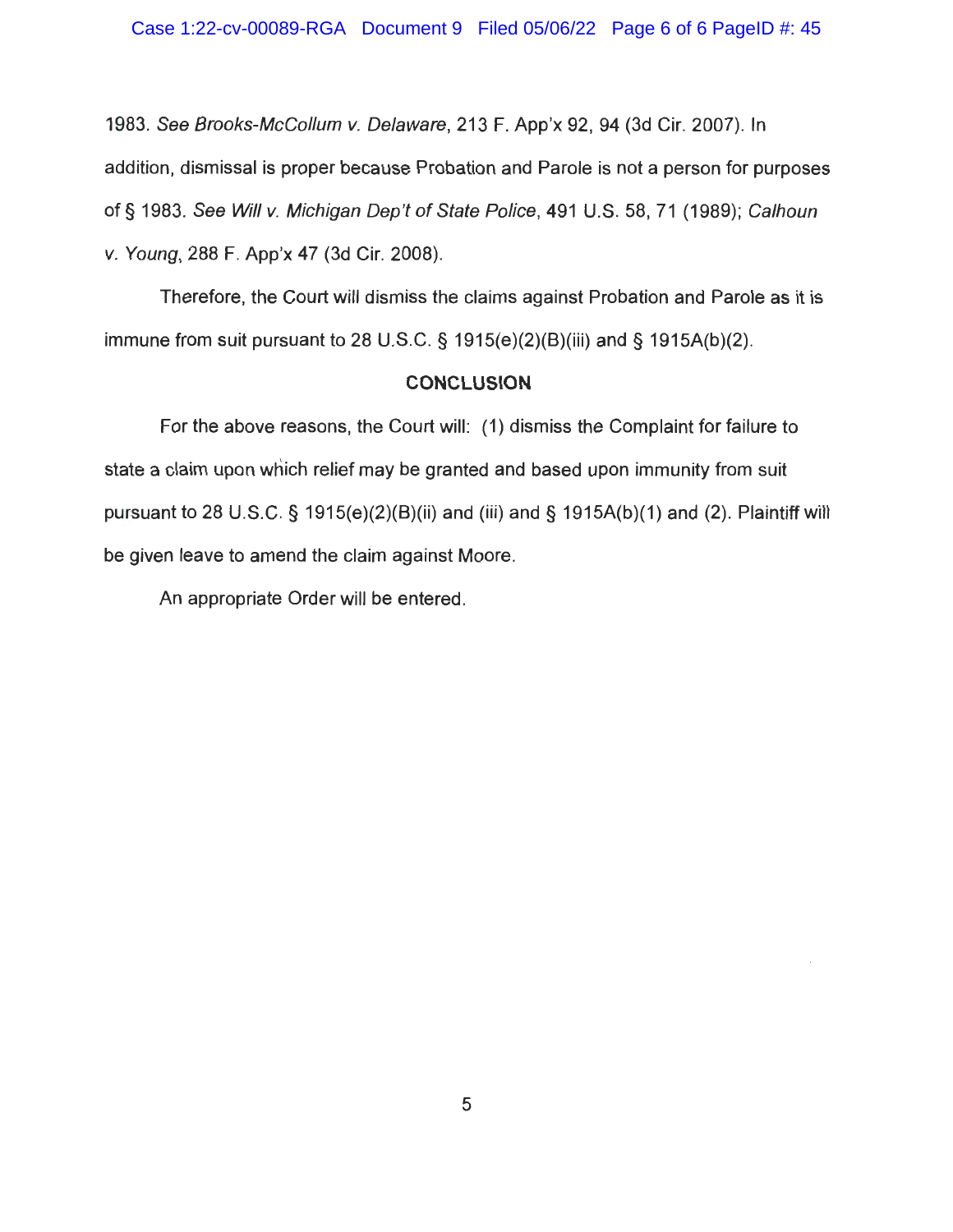1983. *See Brooks-McCollum v. Delaware*, 213 F. App'x 92, 94 (3d Cir. 2007). In addition, dismissal is proper because Probation and Parole is not a person for purposes of § 1983. *See Will v. Michigan Dep't of State Police*, 491 U.S. 58, 71 (1989); *Calhoun v. Young*, 288 F. App'x 47 (3d Cir. 2008).

Therefore, the Court will dismiss the claims against Probation and Parole as it is immune from suit pursuant to 28 U.S.C. § 1915(e)(2)(B)(iii) and § 1915A(b)(2).

## CONCLUSION

For the above reasons, the Court will: (1) dismiss the Complaint for failure to state a claim upon which relief may be granted and based upon immunity from suit pursuant to 28 U.S.C. § 1915(e)(2)(B)(ii) and (iii) and § 1915A(b)(1) and (2). Plaintiff will be given leave to amend the claim against Moore.

An appropriate Order will be entered.